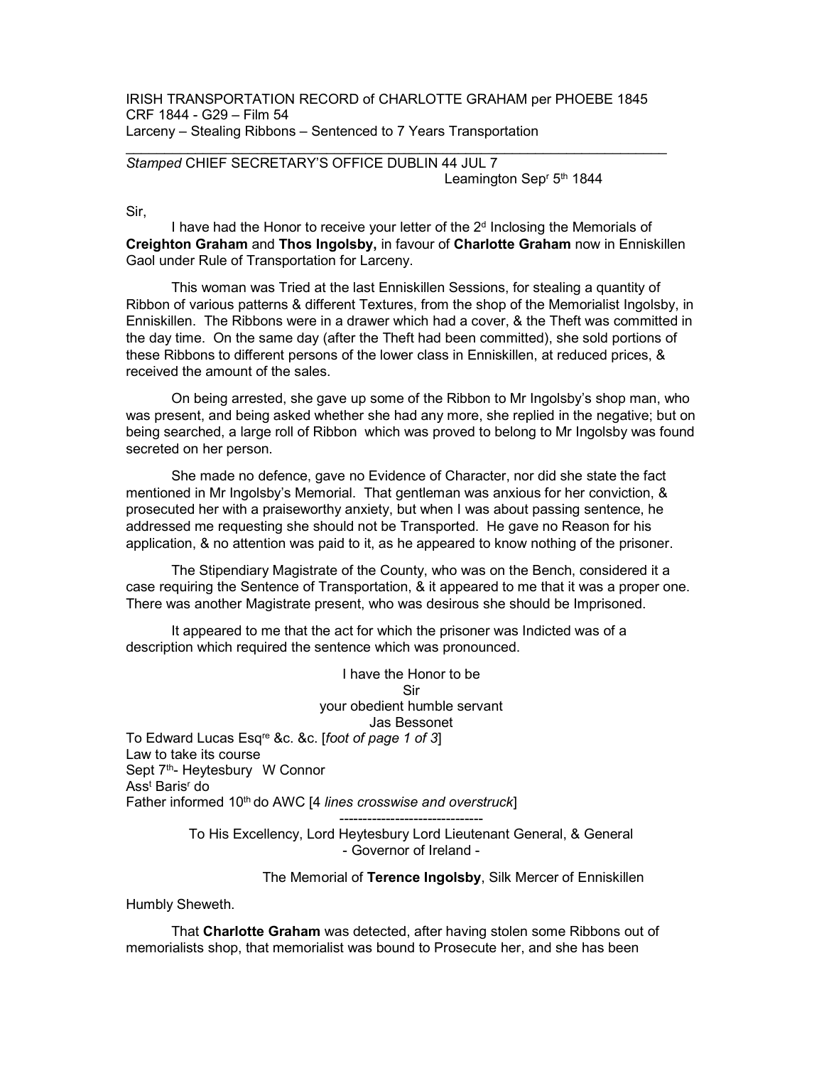IRISH TRANSPORTATION RECORD of CHARLOTTE GRAHAM per PHOEBE 1845
CRF 1844 - G29 – Film 54
Larceny – Stealing Ribbons – Sentenced to 7 Years Transportation

---

*Stamped* CHIEF SECRETARY'S OFFICE DUBLIN 44 JUL 7

Leamington Sep[r] 5[th] 1844

Sir,

I have had the Honor to receive your letter of the 2[d] Inclosing the Memorials of **Creighton Graham** and **Thos Ingolsby,** in favour of **Charlotte Graham** now in Enniskillen Gaol under Rule of Transportation for Larceny.

This woman was Tried at the last Enniskillen Sessions, for stealing a quantity of Ribbon of various patterns & different Textures, from the shop of the Memorialist Ingolsby, in Enniskillen. The Ribbons were in a drawer which had a cover, & the Theft was committed in the day time. On the same day (after the Theft had been committed), she sold portions of these Ribbons to different persons of the lower class in Enniskillen, at reduced prices, & received the amount of the sales.

On being arrested, she gave up some of the Ribbon to Mr Ingolsby's shop man, who was present, and being asked whether she had any more, she replied in the negative; but on being searched, a large roll of Ribbon which was proved to belong to Mr Ingolsby was found secreted on her person.

She made no defence, gave no Evidence of Character, nor did she state the fact mentioned in Mr Ingolsby's Memorial. That gentleman was anxious for her conviction, & prosecuted her with a praiseworthy anxiety, but when I was about passing sentence, he addressed me requesting she should not be Transported. He gave no Reason for his application, & no attention was paid to it, as he appeared to know nothing of the prisoner.

The Stipendiary Magistrate of the County, who was on the Bench, considered it a case requiring the Sentence of Transportation, & it appeared to me that it was a proper one. There was another Magistrate present, who was desirous she should be Imprisoned.

It appeared to me that the act for which the prisoner was Indicted was of a description which required the sentence which was pronounced.

I have the Honor to be
Sir
your obedient humble servant
Jas Bessonet

To Edward Lucas Esq[re] &c. &c. [*foot of page 1 of 3*]
Law to take its course
Sept 7[th]- Heytesbury W Connor
Ass[t] Baris[r] do
Father informed 10[th] do AWC [*4 lines crosswise and overstruck*]

---

To His Excellency, Lord Heytesbury Lord Lieutenant General, & General
- Governor of Ireland -

The Memorial of **Terence Ingolsby**, Silk Mercer of Enniskillen

Humbly Sheweth.

That **Charlotte Graham** was detected, after having stolen some Ribbons out of memorialists shop, that memorialist was bound to Prosecute her, and she has been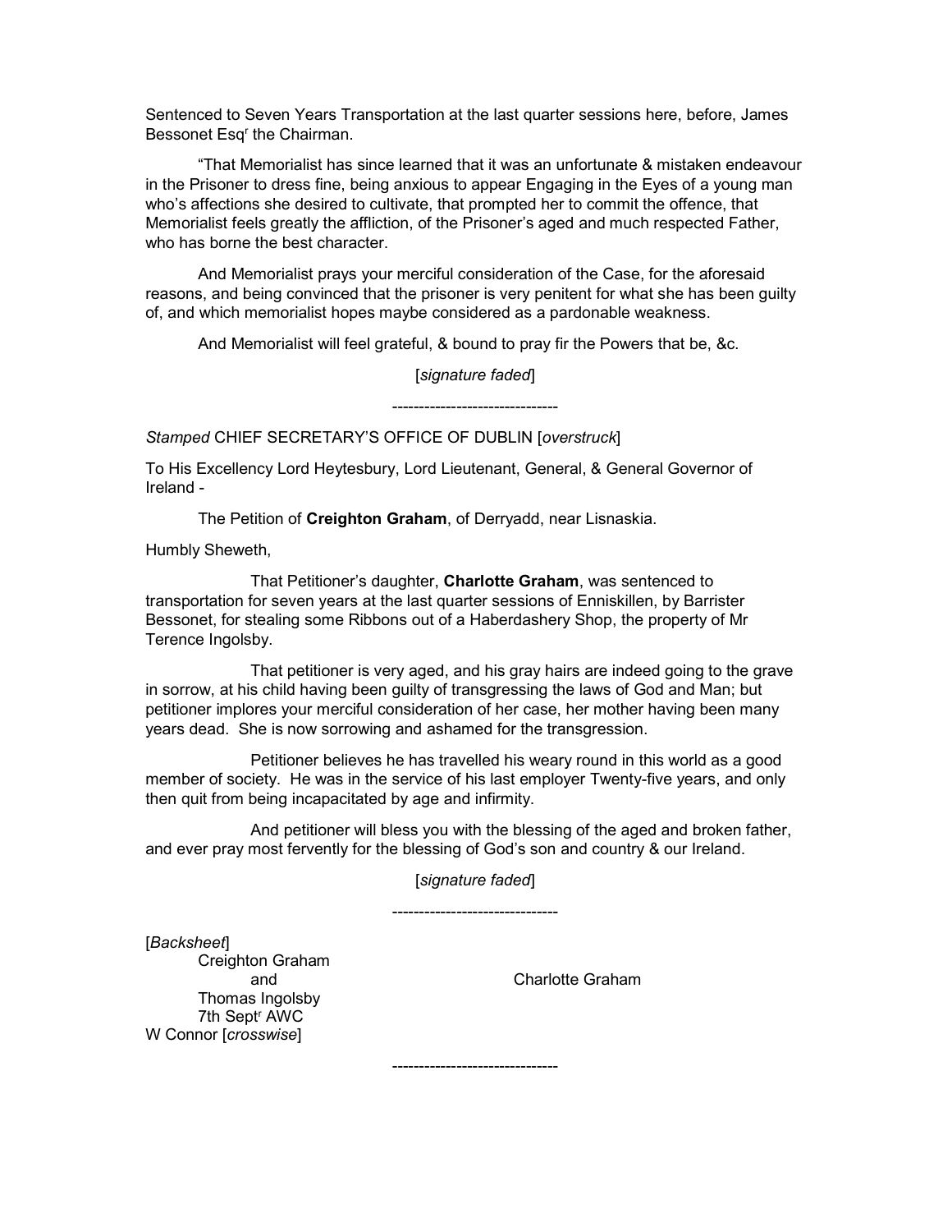Sentenced to Seven Years Transportation at the last quarter sessions here, before, James Bessonet Esq[r] the Chairman.

"That Memorialist has since learned that it was an unfortunate & mistaken endeavour in the Prisoner to dress fine, being anxious to appear Engaging in the Eyes of a young man who's affections she desired to cultivate, that prompted her to commit the offence, that Memorialist feels greatly the affliction, of the Prisoner's aged and much respected Father, who has borne the best character.

And Memorialist prays your merciful consideration of the Case, for the aforesaid reasons, and being convinced that the prisoner is very penitent for what she has been guilty of, and which memorialist hopes maybe considered as a pardonable weakness.

And Memorialist will feel grateful, & bound to pray fir the Powers that be, &c.

[*signature faded*]

-------------------------------

*Stamped* CHIEF SECRETARY'S OFFICE OF DUBLIN [*overstruck*]

To His Excellency Lord Heytesbury, Lord Lieutenant, General, & General Governor of Ireland -

The Petition of **Creighton Graham**, of Derryadd, near Lisnaskia.

Humbly Sheweth,

That Petitioner's daughter, **Charlotte Graham**, was sentenced to transportation for seven years at the last quarter sessions of Enniskillen, by Barrister Bessonet, for stealing some Ribbons out of a Haberdashery Shop, the property of Mr Terence Ingolsby.

That petitioner is very aged, and his gray hairs are indeed going to the grave in sorrow, at his child having been guilty of transgressing the laws of God and Man; but petitioner implores your merciful consideration of her case, her mother having been many years dead. She is now sorrowing and ashamed for the transgression.

Petitioner believes he has travelled his weary round in this world as a good member of society. He was in the service of his last employer Twenty-five years, and only then quit from being incapacitated by age and infirmity.

And petitioner will bless you with the blessing of the aged and broken father, and ever pray most fervently for the blessing of God's son and country & our Ireland.

[*signature faded*]

-------------------------------

[*Backsheet*]

Creighton Graham
and
Thomas Ingolsby
7th Sept[r] AWC

Charlotte Graham

W Connor [*crosswise*]

-------------------------------